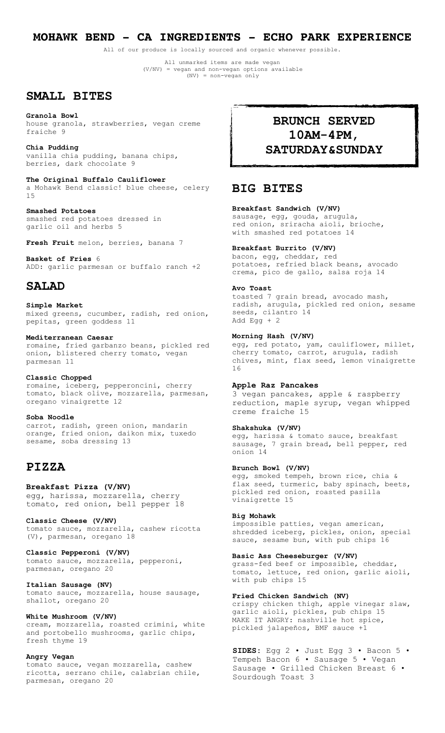# MOHAWK BEND - CA INGREDIENTS - ECHO PARK EXPERIENCE

All of our produce is locally sourced and organic whenever possible.

All unmarked items are made vegan
(V/NV) = vegan and non-vegan options available
(NV) = non-vegan only

## SMALL BITES

**Granola Bowl**
house granola, strawberries, vegan creme fraiche 9

**Chia Pudding**
vanilla chia pudding, banana chips, berries, dark chocolate 9

**The Original Buffalo Cauliflower**
a Mohawk Bend classic! blue cheese, celery 15

**Smashed Potatoes**
smashed red potatoes dressed in garlic oil and herbs 5

**Fresh Fruit** melon, berries, banana 7

**Basket of Fries** 6
ADD: garlic parmesan or buffalo ranch +2

## SALAD

**Simple Market**
mixed greens, cucumber, radish, red onion, pepitas, green goddess 11

**Mediterranean Caesar**
romaine, fried garbanzo beans, pickled red onion, blistered cherry tomato, vegan parmesan 11

**Classic Chopped**
romaine, iceberg, pepperoncini, cherry tomato, black olive, mozzarella, parmesan, oregano vinaigrette 12

**Soba Noodle**
carrot, radish, green onion, mandarin orange, fried onion, daikon mix, tuxedo sesame, soba dressing 13

## PIZZA

**Breakfast Pizza (V/NV)**
egg, harissa, mozzarella, cherry tomato, red onion, bell pepper 18

**Classic Cheese (V/NV)**
tomato sauce, mozzarella, cashew ricotta (V), parmesan, oregano 18

**Classic Pepperoni (V/NV)**
tomato sauce, mozzarella, pepperoni, parmesan, oregano 20

**Italian Sausage (NV)**
tomato sauce, mozzarella, house sausage, shallot, oregano 20

**White Mushroom (V/NV)**
cream, mozzarella, roasted crimini, white and portobello mushrooms, garlic chips, fresh thyme 19

**Angry Vegan**
tomato sauce, vegan mozzarella, cashew ricotta, serrano chile, calabrian chile, parmesan, oregano 20

## BRUNCH SERVED 10AM-4PM, SATURDAY&SUNDAY

## BIG BITES

**Breakfast Sandwich (V/NV)**
sausage, egg, gouda, arugula, red onion, sriracha aioli, brioche, with smashed red potatoes 14

**Breakfast Burrito (V/NV)**
bacon, egg, cheddar, red potatoes, refried black beans, avocado crema, pico de gallo, salsa roja 14

**Avo Toast**
toasted 7 grain bread, avocado mash, radish, arugula, pickled red onion, sesame seeds, cilantro 14
Add Egg + 2

**Morning Hash (V/NV)**
egg, red potato, yam, cauliflower, millet, cherry tomato, carrot, arugula, radish chives, mint, flax seed, lemon vinaigrette 16

**Apple Raz Pancakes**
3 vegan pancakes, apple & raspberry reduction, maple syrup, vegan whipped creme fraiche 15

**Shakshuka (V/NV)**
egg, harissa & tomato sauce, breakfast sausage, 7 grain bread, bell pepper, red onion 14

**Brunch Bowl (V/NV)**
egg, smoked tempeh, brown rice, chia & flax seed, turmeric, baby spinach, beets, pickled red onion, roasted pasilla vinaigrette 15

**Big Mohawk**
impossible patties, vegan american, shredded iceberg, pickles, onion, special sauce, sesame bun, with pub chips 16

**Basic Ass Cheeseburger (V/NV)**
grass-fed beef or impossible, cheddar, tomato, lettuce, red onion, garlic aioli, with pub chips 15

**Fried Chicken Sandwich (NV)**
crispy chicken thigh, apple vinegar slaw, garlic aioli, pickles, pub chips 15
MAKE IT ANGRY: nashville hot spice, pickled jalapeños, BMF sauce +1

**SIDES:** Egg 2 • Just Egg 3 • Bacon 5 • Tempeh Bacon 6 • Sausage 5 • Vegan Sausage • Grilled Chicken Breast 6 • Sourdough Toast 3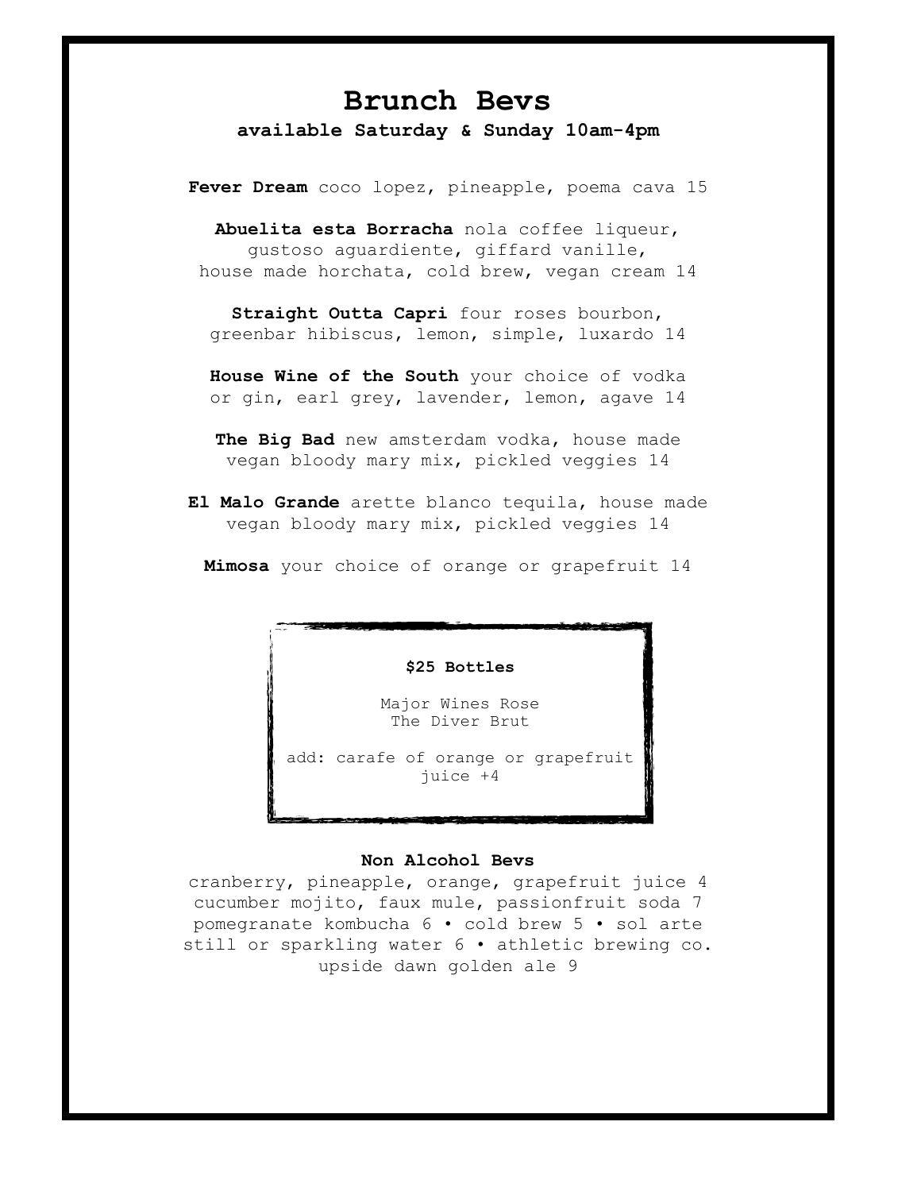# Brunch Bevs

**available Saturday & Sunday 10am-4pm**

**Fever Dream** coco lopez, pineapple, poema cava 15

**Abuelita esta Borracha** nola coffee liqueur, gustoso aguardiente, giffard vanille, house made horchata, cold brew, vegan cream 14

**Straight Outta Capri** four roses bourbon, greenbar hibiscus, lemon, simple, luxardo 14

**House Wine of the South** your choice of vodka or gin, earl grey, lavender, lemon, agave 14

**The Big Bad** new amsterdam vodka, house made vegan bloody mary mix, pickled veggies 14

**El Malo Grande** arette blanco tequila, house made vegan bloody mary mix, pickled veggies 14

**Mimosa** your choice of orange or grapefruit 14

**$25 Bottles**

Major Wines Rose
The Diver Brut

add: carafe of orange or grapefruit juice +4

**Non Alcohol Bevs**

cranberry, pineapple, orange, grapefruit juice 4
cucumber mojito, faux mule, passionfruit soda 7
pomegranate kombucha 6 • cold brew 5 • sol arte still or sparkling water 6 • athletic brewing co. upside dawn golden ale 9